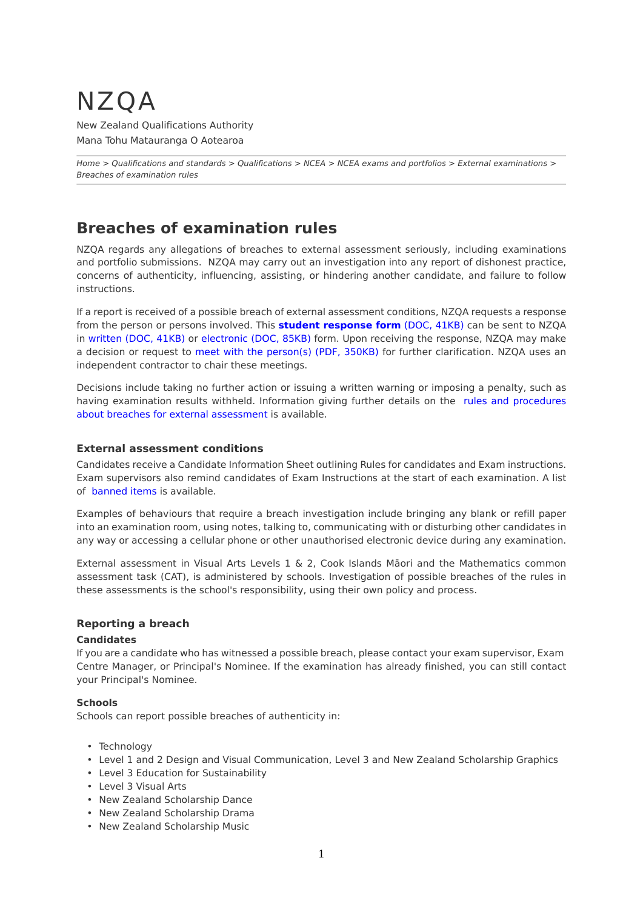# NZQA

New Zealand Qualifications Authority

Mana Tohu Matauranga O Aotearoa

*Home > Qualifications and standards > Qualifications > NCEA > NCEA exams and portfolios > External examinations > Breaches of examination rules*

## Breaches of examination rules

NZQA regards any allegations of breaches to external assessment seriously, including examinations and portfolio submissions. NZQA may carry out an investigation into any report of dishonest practice, concerns of authenticity, influencing, assisting, or hindering another candidate, and failure to follow instructions.

If a report is received of a possible breach of external assessment conditions, NZQA requests a response from the person or persons involved. This **student response form** (DOC, 41KB) can be sent to NZQA in written (DOC, 41KB) or electronic (DOC, 85KB) form. Upon receiving the response, NZQA may make a decision or request to meet with the person(s) (PDF, 350KB) for further clarification. NZQA uses an independent contractor to chair these meetings.

Decisions include taking no further action or issuing a written warning or imposing a penalty, such as having examination results withheld. Information giving further details on the rules and procedures about breaches for external assessment is available.

### External assessment conditions

Candidates receive a Candidate Information Sheet outlining Rules for candidates and Exam instructions. Exam supervisors also remind candidates of Exam Instructions at the start of each examination. A list of banned items is available.

Examples of behaviours that require a breach investigation include bringing any blank or refill paper into an examination room, using notes, talking to, communicating with or disturbing other candidates in any way or accessing a cellular phone or other unauthorised electronic device during any examination.

External assessment in Visual Arts Levels 1 & 2, Cook Islands Māori and the Mathematics common assessment task (CAT), is administered by schools. Investigation of possible breaches of the rules in these assessments is the school's responsibility, using their own policy and process.

### Reporting a breach

#### Candidates

If you are a candidate who has witnessed a possible breach, please contact your exam supervisor, Exam Centre Manager, or Principal's Nominee. If the examination has already finished, you can still contact your Principal's Nominee.

#### Schools

Schools can report possible breaches of authenticity in:

- Technology
- Level 1 and 2 Design and Visual Communication, Level 3 and New Zealand Scholarship Graphics
- Level 3 Education for Sustainability
- Level 3 Visual Arts
- New Zealand Scholarship Dance
- New Zealand Scholarship Drama
- New Zealand Scholarship Music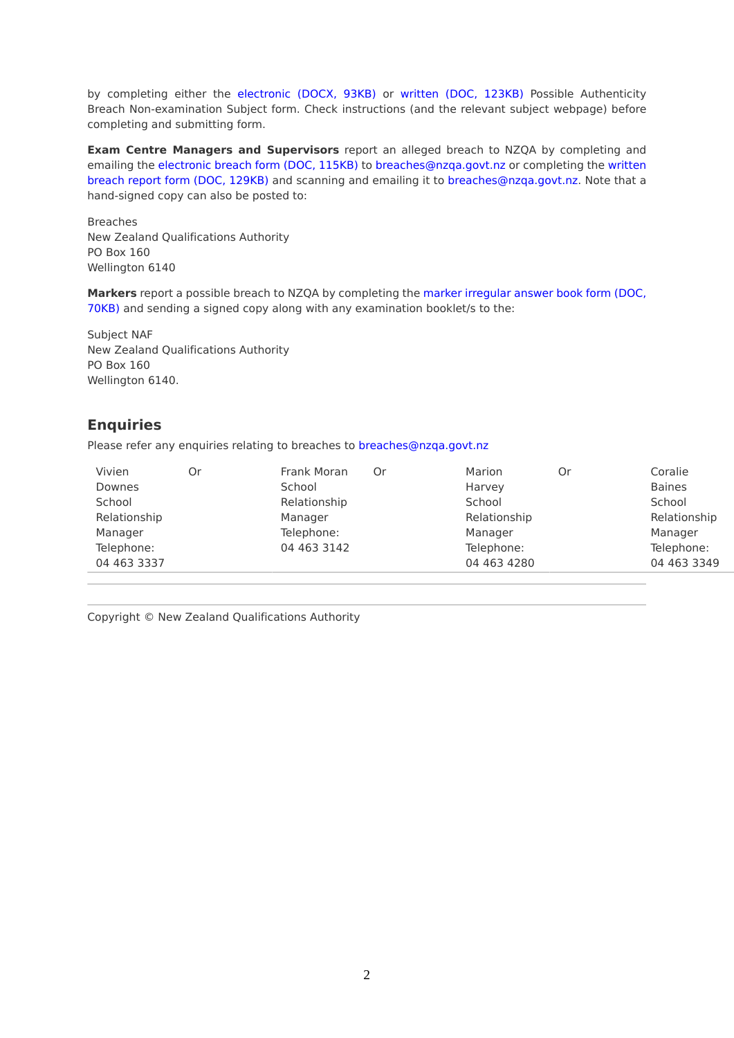by completing either the electronic (DOCX, 93KB) or written (DOC, 123KB) Possible Authenticity Breach Non-examination Subject form. Check instructions (and the relevant subject webpage) before completing and submitting form.

**Exam Centre Managers and Supervisors** report an alleged breach to NZQA by completing and emailing the electronic breach form (DOC, 115KB) to breaches@nzqa.govt.nz or completing the written breach report form (DOC, 129KB) and scanning and emailing it to breaches@nzqa.govt.nz. Note that a hand-signed copy can also be posted to:

Breaches
New Zealand Qualifications Authority
PO Box 160
Wellington 6140

**Markers** report a possible breach to NZQA by completing the marker irregular answer book form (DOC, 70KB) and sending a signed copy along with any examination booklet/s to the:

Subject NAF
New Zealand Qualifications Authority
PO Box 160
Wellington 6140.

## Enquiries

Please refer any enquiries relating to breaches to breaches@nzqa.govt.nz

| | | | | | | |
|---|---|---|---|---|---|---|
| Vivien Downes School Relationship Manager Telephone: 04 463 3337 | Or | Frank Moran School Relationship Manager Telephone: 04 463 3142 | Or | Marion Harvey School Relationship Manager Telephone: 04 463 4280 | Or | Coralie Baines School Relationship Manager Telephone: 04 463 3349 |

Copyright © New Zealand Qualifications Authority